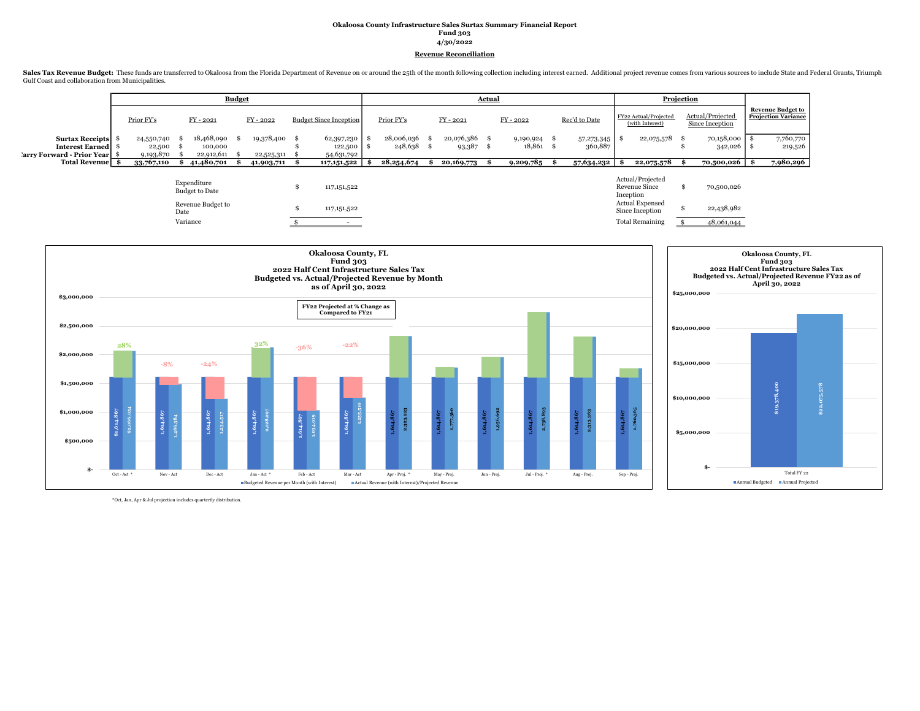**Okaloosa County Infrastructure Sales Surtax Summary Financial Report**
**Fund 303**
**4/30/2022**

**Revenue Reconciliation**

**Sales Tax Revenue Budget:** These funds are transferred to Okaloosa from the Florida Department of Revenue on or around the 25th of the month following collection including interest earned. Additional project revenue comes from various sources to include State and Federal Grants, Triumph Gulf Coast and collaboration from Municipalities.

| | Budget | | | | Actual | | | | Projection | | Revenue Budget to Projection Variance |
|---|---|---|---|---|---|---|---|---|---|---|---|
| | Prior FY's | FY - 2021 | FY - 2022 | Budget Since Inception | Prior FY's | FY - 2021 | FY - 2022 | Rec'd to Date | FY22 Actual/Projected (with Interest) | Actual/Projected Since Inception | |
| **Surtax Receipts** | $ 24,550,740 | $ 18,468,090 | $ 19,378,400 | $ 62,397,230 | $ 28,006,036 | $ 20,076,386 | $ 9,190,924 | $ 57,273,345 | $ 22,075,578 | $ 70,158,000 | $ 7,760,770 |
| **Interest Earned** | $ 22,500 | $ 100,000 | | $ 122,500 | $ 248,638 | $ 93,387 | $ 18,861 | $ 360,887 | | $ 342,026 | $ 219,526 |
| **Carry Forward - Prior Year** | $ 9,193,870 | $ 22,912,611 | $ 22,525,311 | $ 54,631,792 | | | | | | | |
| **Total Revenue** | **$ 33,767,110** | **$ 41,480,701** | **$ 41,903,711** | **$ 117,151,522** | **$ 28,254,674** | **$ 20,169,773** | **$ 9,209,785** | **$ 57,634,232** | **$ 22,075,578** | **$ 70,500,026** | **$ 7,980,296** |

| | |
|---|---|
| Expenditure Budget to Date | $ 117,151,522 |
| Revenue Budget to Date | $ 117,151,522 |
| Variance | $ - |

| | |
|---|---|
| Actual/Projected Revenue Since Inception | $ 70,500,026 |
| Actual Expensed Since Inception | $ 22,438,982 |
| Total Remaining | $ 48,061,044 |

**Okaloosa County, FL**
**Fund 303**
**2022 Half Cent Infrastructure Sales Tax**
**Budgeted vs. Actual/Projected Revenue by Month**
**as of April 30, 2022**

FY22 Projected at % Change as Compared to FY21

| Month | Budgeted Revenue per Month (with Interest) | Actual Revenue (with Interest)/Projected Revenue | % Change |
|---|---|---|---|
| Oct - Act * | $1,614,867 | $2,066,054 | 28% |
| Nov - Act | 1,614,867 | 1,486,384 | -8% |
| Dec - Act | 1,614,867 | 1,234,517 | -24% |
| Jan - Act * | 1,614,867 | 2,128,297 | 32% |
| Feb - Act | 1,614,867 | 1,034,919 | -36% |
| Mar - Act | 1,614,867 | 1,255,530 | -22% |
| Apr - Proj. * | 1,614,867 | 2,323,223 | |
| May - Proj. | 1,614,867 | 1,777,360 | |
| Jun - Proj. | 1,614,867 | 1,956,692 | |
| Jul - Proj. * | 1,614,867 | 2,738,893 | |
| Aug - Proj. | 1,614,867 | 2,313,363 | |
| Sep - Proj. | 1,614,867 | 1,760,365 | |

**Okaloosa County, FL**
**Fund 303**
**2022 Half Cent Infrastructure Sales Tax**
**Budgeted vs. Actual/Projected Revenue FY22 as of April 30, 2022**

| | Annual Budgeted | Annual Projected |
|---|---|---|
| Total FY 22 | $19,378,400 | $22,075,578 |

*Oct, Jan, Apr & Jul projection includes quarterly distribution.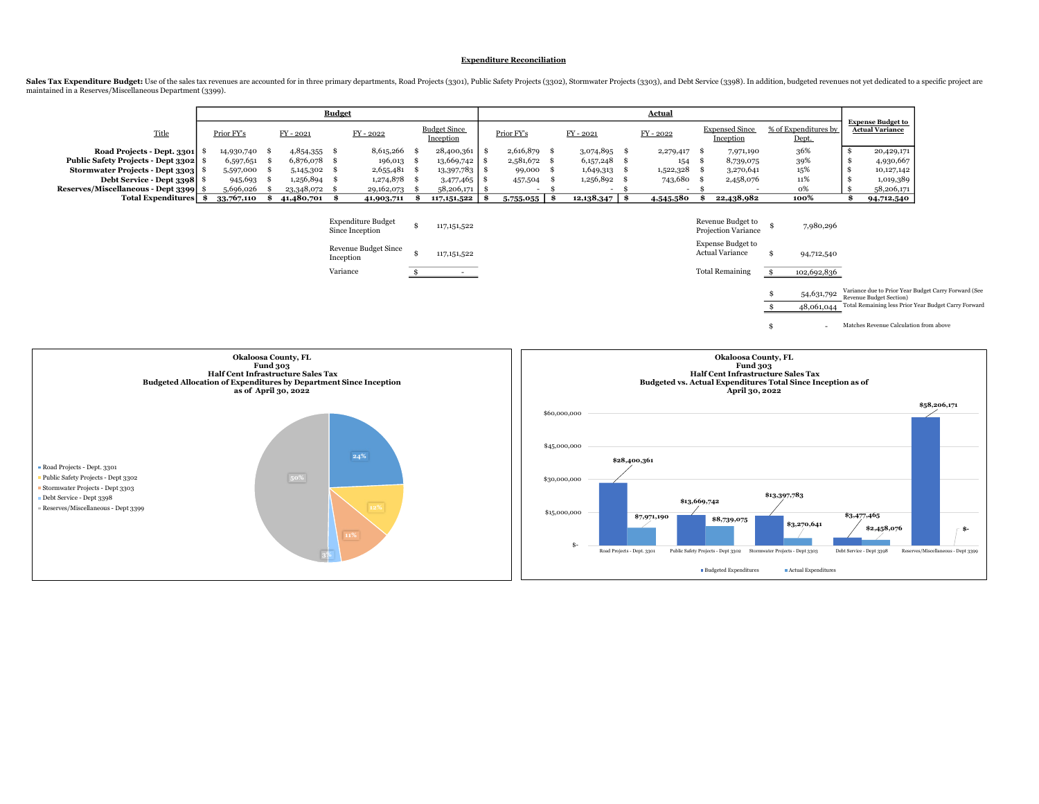## Expenditure Reconciliation

**Sales Tax Expenditure Budget:** Use of the sales tax revenues are accounted for in three primary departments, Road Projects (3301), Public Safety Projects (3302), Stormwater Projects (3303), and Debt Service (3398). In addition, budgeted revenues not yet dedicated to a specific project are maintained in a Reserves/Miscellaneous Department (3399).

| | Budget | | | | Actual | | | | | Expense Budget to Actual Variance |
|---|---|---|---|---|---|---|---|---|---|---|
| Title | Prior FY's | FY - 2021 | FY - 2022 | Budget Since Inception | Prior FY's | FY - 2021 | FY - 2022 | Expensed Since Inception | % of Expenditures by Dept. | |
| **Road Projects - Dept. 3301** | $ 14,930,740 | $ 4,854,355 | $ 8,615,266 | $ 28,400,361 | $ 2,616,879 | $ 3,074,895 | $ 2,279,417 | $ 7,971,190 | 36% | $ 20,429,171 |
| **Public Safety Projects - Dept 3302** | $ 6,597,651 | $ 6,876,078 | $ 196,013 | $ 13,669,742 | $ 2,581,672 | $ 6,157,248 | $ 154 | $ 8,739,075 | 39% | $ 4,930,667 |
| **Stormwater Projects - Dept 3303** | $ 5,597,000 | $ 5,145,302 | $ 2,655,481 | $ 13,397,783 | $ 99,000 | $ 1,649,313 | $ 1,522,328 | $ 3,270,641 | 15% | $ 10,127,142 |
| **Debt Service - Dept 3398** | $ 945,693 | $ 1,256,894 | $ 1,274,878 | $ 3,477,465 | $ 457,504 | $ 1,256,892 | $ 743,680 | $ 2,458,076 | 11% | $ 1,019,389 |
| **Reserves/Miscellaneous - Dept 3399** | $ 5,696,026 | $ 23,348,072 | $ 29,162,073 | $ 58,206,171 | $ - | $ - | $ - | $ - | 0% | $ 58,206,171 |
| **Total Expenditures** | **$ 33,767,110** | **$ 41,480,701** | **$ 41,903,711** | **$ 117,151,522** | **$ 5,755,055** | **$ 12,138,347** | **$ 4,545,580** | **$ 22,438,982** | **100%** | **$ 94,712,540** |

| | |
|---|---|
| Expenditure Budget Since Inception | $ 117,151,522 |
| Revenue Budget Since Inception | $ 117,151,522 |
| Variance | $ - |

| | | |
|---|---|---|
| Revenue Budget to Projection Variance | $ 7,980,296 | |
| Expense Budget to Actual Variance | $ 94,712,540 | |
| Total Remaining | $ 102,692,836 | |
| | $ 54,631,792 | Variance due to Prior Year Budget Carry Forward (See Revenue Budget Section) |
| | $ 48,061,044 | Total Remaining less Prior Year Budget Carry Forward |
| | $ - | Matches Revenue Calculation from above |

**Okaloosa County, FL**
**Fund 303**
**Half Cent Infrastructure Sales Tax**
**Budgeted Allocation of Expenditures by Department Since Inception**
**as of April 30, 2022**

Road Projects - Dept. 3301
Public Safety Projects - Dept 3302
Stormwater Projects - Dept 3303
Debt Service - Dept 3398
Reserves/Miscellaneous - Dept 3399

24%
12%
11%
3%
50%

**Okaloosa County, FL**
**Fund 303**
**Half Cent Infrastructure Sales Tax**
**Budgeted vs. Actual Expenditures Total Since Inception as of**
**April 30, 2022**

$60,000,000
$45,000,000
$30,000,000
$15,000,000
$-

$28,400,361
$7,971,190
$13,669,742
$8,739,075
$13,397,783
$3,270,641
$3,477,465
$2,458,076
$58,206,171
$-

Road Projects - Dept. 3301
Public Safety Projects - Dept 3302
Stormwater Projects - Dept 3303
Debt Service - Dept 3398
Reserves/Miscellaneous - Dept 3399

Budgeted Expenditures
Actual Expenditures